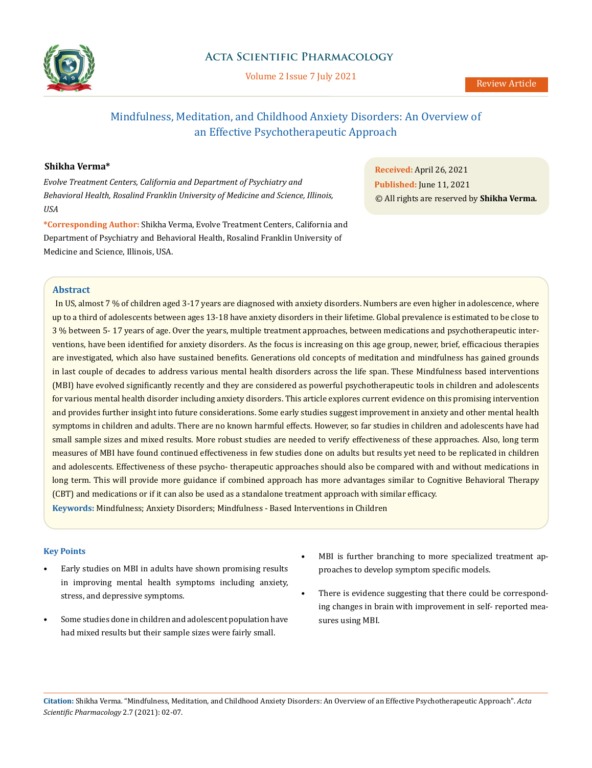# Mindfulness, Meditation, and Childhood Anxiety Disorders: An Overview of an Effective Psychotherapeutic Approach

**Shikha Verma***

*Evolve Treatment Centers, California and Department of Psychiatry and Behavioral Health, Rosalind Franklin University of Medicine and Science, Illinois, USA*

**\*Corresponding Author:** Shikha Verma, Evolve Treatment Centers, California and Department of Psychiatry and Behavioral Health, Rosalind Franklin University of Medicine and Science, Illinois, USA.

**Received:** April 26, 2021
**Published:** June 11, 2021
© All rights are reserved by **Shikha Verma.**

## Abstract

In US, almost 7 % of children aged 3-17 years are diagnosed with anxiety disorders. Numbers are even higher in adolescence, where up to a third of adolescents between ages 13-18 have anxiety disorders in their lifetime. Global prevalence is estimated to be close to 3 % between 5- 17 years of age. Over the years, multiple treatment approaches, between medications and psychotherapeutic interventions, have been identified for anxiety disorders. As the focus is increasing on this age group, newer, brief, efficacious therapies are investigated, which also have sustained benefits. Generations old concepts of meditation and mindfulness has gained grounds in last couple of decades to address various mental health disorders across the life span. These Mindfulness based interventions (MBI) have evolved significantly recently and they are considered as powerful psychotherapeutic tools in children and adolescents for various mental health disorder including anxiety disorders. This article explores current evidence on this promising intervention and provides further insight into future considerations. Some early studies suggest improvement in anxiety and other mental health symptoms in children and adults. There are no known harmful effects. However, so far studies in children and adolescents have had small sample sizes and mixed results. More robust studies are needed to verify effectiveness of these approaches. Also, long term measures of MBI have found continued effectiveness in few studies done on adults but results yet need to be replicated in children and adolescents. Effectiveness of these psycho- therapeutic approaches should also be compared with and without medications in long term. This will provide more guidance if combined approach has more advantages similar to Cognitive Behavioral Therapy (CBT) and medications or if it can also be used as a standalone treatment approach with similar efficacy.

**Keywords:** Mindfulness; Anxiety Disorders; Mindfulness - Based Interventions in Children

### Key Points

- Early studies on MBI in adults have shown promising results in improving mental health symptoms including anxiety, stress, and depressive symptoms.
- Some studies done in children and adolescent population have had mixed results but their sample sizes were fairly small.
- MBI is further branching to more specialized treatment approaches to develop symptom specific models.
- There is evidence suggesting that there could be corresponding changes in brain with improvement in self- reported measures using MBI.

**Citation:** Shikha Verma. "Mindfulness, Meditation, and Childhood Anxiety Disorders: An Overview of an Effective Psychotherapeutic Approach". *Acta Scientific Pharmacology* 2.7 (2021): 02-07.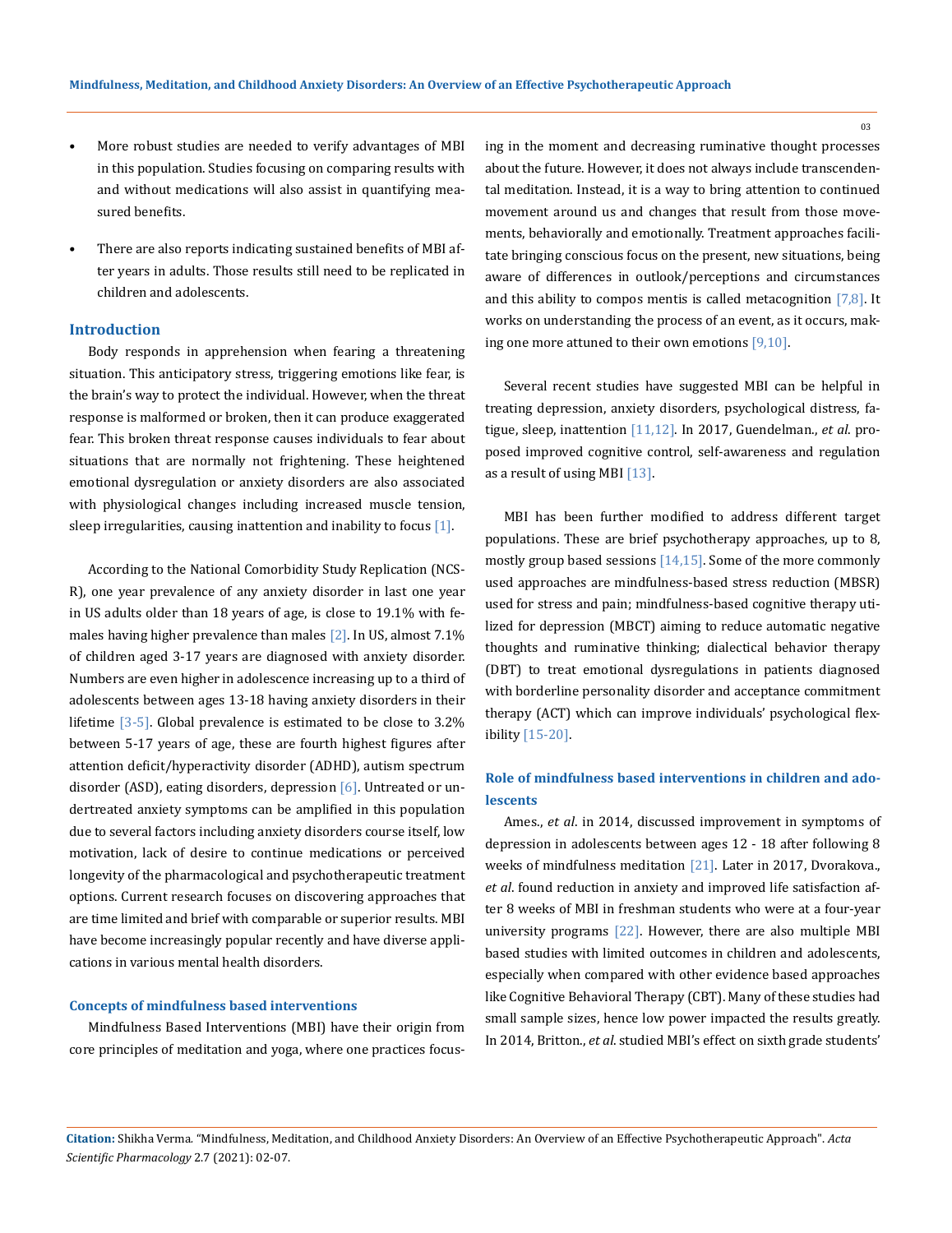- More robust studies are needed to verify advantages of MBI in this population. Studies focusing on comparing results with and without medications will also assist in quantifying measured benefits.
- There are also reports indicating sustained benefits of MBI after years in adults. Those results still need to be replicated in children and adolescents.

## Introduction

Body responds in apprehension when fearing a threatening situation. This anticipatory stress, triggering emotions like fear, is the brain's way to protect the individual. However, when the threat response is malformed or broken, then it can produce exaggerated fear. This broken threat response causes individuals to fear about situations that are normally not frightening. These heightened emotional dysregulation or anxiety disorders are also associated with physiological changes including increased muscle tension, sleep irregularities, causing inattention and inability to focus [1].

According to the National Comorbidity Study Replication (NCS-R), one year prevalence of any anxiety disorder in last one year in US adults older than 18 years of age, is close to 19.1% with females having higher prevalence than males [2]. In US, almost 7.1% of children aged 3-17 years are diagnosed with anxiety disorder. Numbers are even higher in adolescence increasing up to a third of adolescents between ages 13-18 having anxiety disorders in their lifetime [3-5]. Global prevalence is estimated to be close to 3.2% between 5-17 years of age, these are fourth highest figures after attention deficit/hyperactivity disorder (ADHD), autism spectrum disorder (ASD), eating disorders, depression [6]. Untreated or undertreated anxiety symptoms can be amplified in this population due to several factors including anxiety disorders course itself, low motivation, lack of desire to continue medications or perceived longevity of the pharmacological and psychotherapeutic treatment options. Current research focuses on discovering approaches that are time limited and brief with comparable or superior results. MBI have become increasingly popular recently and have diverse applications in various mental health disorders.

### Concepts of mindfulness based interventions

Mindfulness Based Interventions (MBI) have their origin from core principles of meditation and yoga, where one practices focusing in the moment and decreasing ruminative thought processes about the future. However, it does not always include transcendental meditation. Instead, it is a way to bring attention to continued movement around us and changes that result from those movements, behaviorally and emotionally. Treatment approaches facilitate bringing conscious focus on the present, new situations, being aware of differences in outlook/perceptions and circumstances and this ability to compos mentis is called metacognition [7,8]. It works on understanding the process of an event, as it occurs, making one more attuned to their own emotions [9,10].

Several recent studies have suggested MBI can be helpful in treating depression, anxiety disorders, psychological distress, fatigue, sleep, inattention [11,12]. In 2017, Guendelman., *et al*. proposed improved cognitive control, self-awareness and regulation as a result of using MBI [13].

MBI has been further modified to address different target populations. These are brief psychotherapy approaches, up to 8, mostly group based sessions [14,15]. Some of the more commonly used approaches are mindfulness-based stress reduction (MBSR) used for stress and pain; mindfulness-based cognitive therapy utilized for depression (MBCT) aiming to reduce automatic negative thoughts and ruminative thinking; dialectical behavior therapy (DBT) to treat emotional dysregulations in patients diagnosed with borderline personality disorder and acceptance commitment therapy (ACT) which can improve individuals' psychological flexibility [15-20].

### Role of mindfulness based interventions in children and adolescents

Ames., *et al*. in 2014, discussed improvement in symptoms of depression in adolescents between ages 12 - 18 after following 8 weeks of mindfulness meditation [21]. Later in 2017, Dvorakova., *et al*. found reduction in anxiety and improved life satisfaction after 8 weeks of MBI in freshman students who were at a four-year university programs [22]. However, there are also multiple MBI based studies with limited outcomes in children and adolescents, especially when compared with other evidence based approaches like Cognitive Behavioral Therapy (CBT). Many of these studies had small sample sizes, hence low power impacted the results greatly. In 2014, Britton., *et al*. studied MBI's effect on sixth grade students'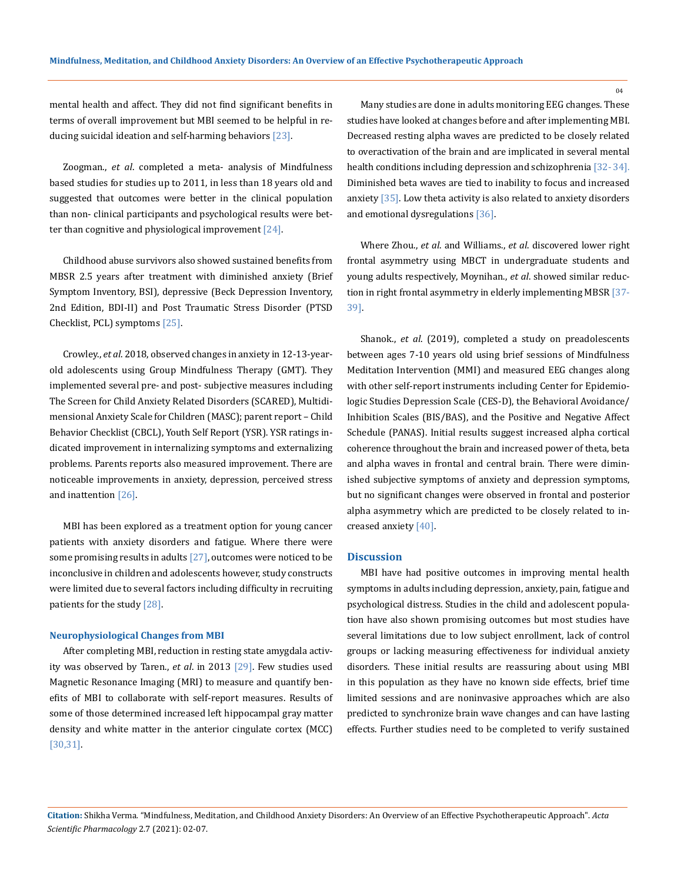mental health and affect. They did not find significant benefits in terms of overall improvement but MBI seemed to be helpful in reducing suicidal ideation and self-harming behaviors [23].

Zoogman., *et al*. completed a meta- analysis of Mindfulness based studies for studies up to 2011, in less than 18 years old and suggested that outcomes were better in the clinical population than non- clinical participants and psychological results were better than cognitive and physiological improvement [24].

Childhood abuse survivors also showed sustained benefits from MBSR 2.5 years after treatment with diminished anxiety (Brief Symptom Inventory, BSI), depressive (Beck Depression Inventory, 2nd Edition, BDI-II) and Post Traumatic Stress Disorder (PTSD Checklist, PCL) symptoms [25].

Crowley., *et al*. 2018, observed changes in anxiety in 12-13-year-old adolescents using Group Mindfulness Therapy (GMT). They implemented several pre- and post- subjective measures including The Screen for Child Anxiety Related Disorders (SCARED), Multidimensional Anxiety Scale for Children (MASC); parent report – Child Behavior Checklist (CBCL), Youth Self Report (YSR). YSR ratings indicated improvement in internalizing symptoms and externalizing problems. Parents reports also measured improvement. There are noticeable improvements in anxiety, depression, perceived stress and inattention [26].

MBI has been explored as a treatment option for young cancer patients with anxiety disorders and fatigue. Where there were some promising results in adults [27], outcomes were noticed to be inconclusive in children and adolescents however, study constructs were limited due to several factors including difficulty in recruiting patients for the study [28].

### Neurophysiological Changes from MBI

After completing MBI, reduction in resting state amygdala activity was observed by Taren., *et al*. in 2013 [29]. Few studies used Magnetic Resonance Imaging (MRI) to measure and quantify benefits of MBI to collaborate with self-report measures. Results of some of those determined increased left hippocampal gray matter density and white matter in the anterior cingulate cortex (MCC) [30,31].

Many studies are done in adults monitoring EEG changes. These studies have looked at changes before and after implementing MBI. Decreased resting alpha waves are predicted to be closely related to overactivation of the brain and are implicated in several mental health conditions including depression and schizophrenia [32-34]. Diminished beta waves are tied to inability to focus and increased anxiety [35]. Low theta activity is also related to anxiety disorders and emotional dysregulations [36].

Where Zhou., *et al*. and Williams., *et al*. discovered lower right frontal asymmetry using MBCT in undergraduate students and young adults respectively, Moynihan., *et al*. showed similar reduction in right frontal asymmetry in elderly implementing MBSR [37-39].

Shanok., *et al*. (2019), completed a study on preadolescents between ages 7-10 years old using brief sessions of Mindfulness Meditation Intervention (MMI) and measured EEG changes along with other self-report instruments including Center for Epidemiologic Studies Depression Scale (CES-D), the Behavioral Avoidance/Inhibition Scales (BIS/BAS), and the Positive and Negative Affect Schedule (PANAS). Initial results suggest increased alpha cortical coherence throughout the brain and increased power of theta, beta and alpha waves in frontal and central brain. There were diminished subjective symptoms of anxiety and depression symptoms, but no significant changes were observed in frontal and posterior alpha asymmetry which are predicted to be closely related to increased anxiety [40].

## Discussion

MBI have had positive outcomes in improving mental health symptoms in adults including depression, anxiety, pain, fatigue and psychological distress. Studies in the child and adolescent population have also shown promising outcomes but most studies have several limitations due to low subject enrollment, lack of control groups or lacking measuring effectiveness for individual anxiety disorders. These initial results are reassuring about using MBI in this population as they have no known side effects, brief time limited sessions and are noninvasive approaches which are also predicted to synchronize brain wave changes and can have lasting effects. Further studies need to be completed to verify sustained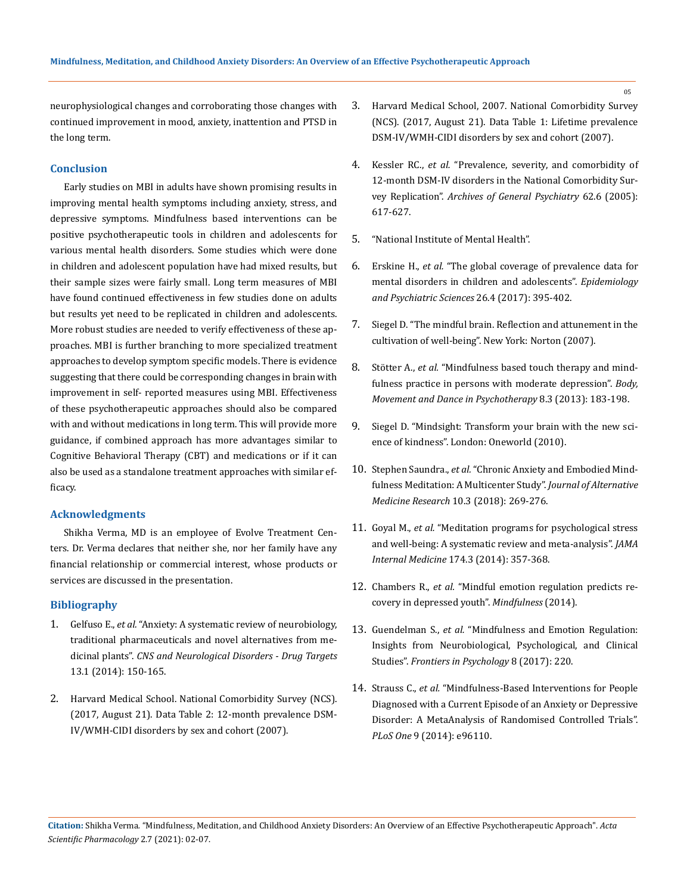neurophysiological changes and corroborating those changes with continued improvement in mood, anxiety, inattention and PTSD in the long term.

## Conclusion

Early studies on MBI in adults have shown promising results in improving mental health symptoms including anxiety, stress, and depressive symptoms. Mindfulness based interventions can be positive psychotherapeutic tools in children and adolescents for various mental health disorders. Some studies which were done in children and adolescent population have had mixed results, but their sample sizes were fairly small. Long term measures of MBI have found continued effectiveness in few studies done on adults but results yet need to be replicated in children and adolescents. More robust studies are needed to verify effectiveness of these approaches. MBI is further branching to more specialized treatment approaches to develop symptom specific models. There is evidence suggesting that there could be corresponding changes in brain with improvement in self- reported measures using MBI. Effectiveness of these psychotherapeutic approaches should also be compared with and without medications in long term. This will provide more guidance, if combined approach has more advantages similar to Cognitive Behavioral Therapy (CBT) and medications or if it can also be used as a standalone treatment approaches with similar efficacy.

## Acknowledgments

Shikha Verma, MD is an employee of Evolve Treatment Centers. Dr. Verma declares that neither she, nor her family have any financial relationship or commercial interest, whose products or services are discussed in the presentation.

## Bibliography

1. Gelfuso E., *et al.* "Anxiety: A systematic review of neurobiology, traditional pharmaceuticals and novel alternatives from medicinal plants". *CNS and Neurological Disorders - Drug Targets* 13.1 (2014): 150-165.
2. Harvard Medical School. National Comorbidity Survey (NCS). (2017, August 21). Data Table 2: 12-month prevalence DSM-IV/WMH-CIDI disorders by sex and cohort (2007).
3. Harvard Medical School, 2007. National Comorbidity Survey (NCS). (2017, August 21). Data Table 1: Lifetime prevalence DSM-IV/WMH-CIDI disorders by sex and cohort (2007).
4. Kessler RC., *et al.* "Prevalence, severity, and comorbidity of 12-month DSM-IV disorders in the National Comorbidity Survey Replication". *Archives of General Psychiatry* 62.6 (2005): 617-627.
5. "National Institute of Mental Health".
6. Erskine H., *et al.* "The global coverage of prevalence data for mental disorders in children and adolescents". *Epidemiology and Psychiatric Sciences* 26.4 (2017): 395-402.
7. Siegel D. "The mindful brain. Reflection and attunement in the cultivation of well-being". New York: Norton (2007).
8. Stötter A., *et al.* "Mindfulness based touch therapy and mindfulness practice in persons with moderate depression". *Body, Movement and Dance in Psychotherapy* 8.3 (2013): 183-198.
9. Siegel D. "Mindsight: Transform your brain with the new science of kindness". London: Oneworld (2010).
10. Stephen Saundra., *et al.* "Chronic Anxiety and Embodied Mindfulness Meditation: A Multicenter Study". *Journal of Alternative Medicine Research* 10.3 (2018): 269-276.
11. Goyal M., *et al.* "Meditation programs for psychological stress and well-being: A systematic review and meta-analysis". *JAMA Internal Medicine* 174.3 (2014): 357-368.
12. Chambers R., *et al.* "Mindful emotion regulation predicts recovery in depressed youth". *Mindfulness* (2014).
13. Guendelman S., *et al.* "Mindfulness and Emotion Regulation: Insights from Neurobiological, Psychological, and Clinical Studies". *Frontiers in Psychology* 8 (2017): 220.
14. Strauss C., *et al.* "Mindfulness-Based Interventions for People Diagnosed with a Current Episode of an Anxiety or Depressive Disorder: A MetaAnalysis of Randomised Controlled Trials". *PLoS One* 9 (2014): e96110.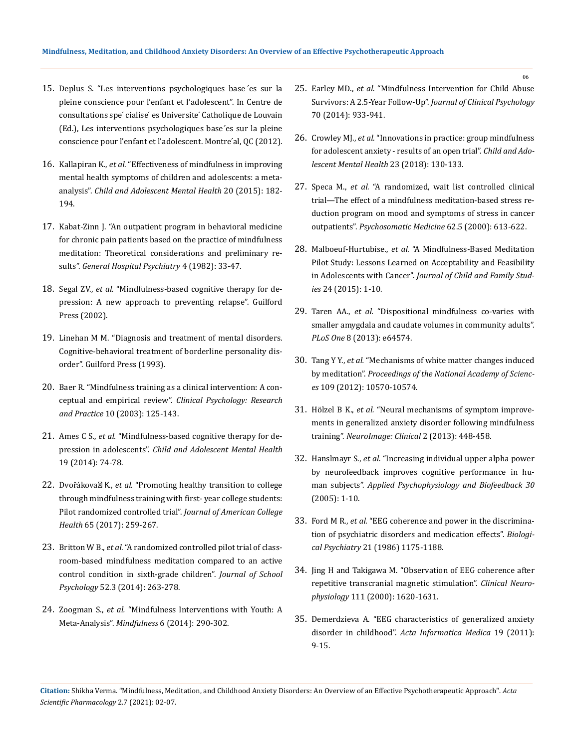15. Deplus S. "Les interventions psychologiques base´es sur la pleine conscience pour l'enfant et l'adolescent". In Centre de consultations spe´cialise´ es Universite´ Catholique de Louvain (Ed.), Les interventions psychologiques base´es sur la pleine conscience pour l'enfant et l'adolescent. Montre´al, QC (2012).
16. Kallapiran K., *et al.* "Effectiveness of mindfulness in improving mental health symptoms of children and adolescents: a meta-analysis". *Child and Adolescent Mental Health* 20 (2015): 182-194.
17. Kabat-Zinn J. "An outpatient program in behavioral medicine for chronic pain patients based on the practice of mindfulness meditation: Theoretical considerations and preliminary results". *General Hospital Psychiatry* 4 (1982): 33-47.
18. Segal ZV., *et al.* "Mindfulness-based cognitive therapy for depression: A new approach to preventing relapse". Guilford Press (2002).
19. Linehan M M. "Diagnosis and treatment of mental disorders. Cognitive-behavioral treatment of borderline personality disorder". Guilford Press (1993).
20. Baer R. "Mindfulness training as a clinical intervention: A conceptual and empirical review". *Clinical Psychology: Research and Practice* 10 (2003): 125-143.
21. Ames C S., *et al.* "Mindfulness-based cognitive therapy for depression in adolescents". *Child and Adolescent Mental Health* 19 (2014): 74-78.
22. Dvořákova K., *et al.* "Promoting healthy transition to college through mindfulness training with first- year college students: Pilot randomized controlled trial". *Journal of American College Health* 65 (2017): 259-267.
23. Britton W B., *et al.* "A randomized controlled pilot trial of classroom-based mindfulness meditation compared to an active control condition in sixth-grade children". *Journal of School Psychology* 52.3 (2014): 263-278.
24. Zoogman S., *et al.* "Mindfulness Interventions with Youth: A Meta-Analysis". *Mindfulness* 6 (2014): 290-302.
25. Earley MD., *et al.* "Mindfulness Intervention for Child Abuse Survivors: A 2.5-Year Follow-Up". *Journal of Clinical Psychology* 70 (2014): 933-941.
26. Crowley MJ., *et al.* "Innovations in practice: group mindfulness for adolescent anxiety - results of an open trial". *Child and Adolescent Mental Health* 23 (2018): 130-133.
27. Speca M., *et al.* "A randomized, wait list controlled clinical trial—The effect of a mindfulness meditation-based stress reduction program on mood and symptoms of stress in cancer outpatients". *Psychosomatic Medicine* 62.5 (2000): 613-622.
28. Malboeuf-Hurtubise., *et al.* "A Mindfulness-Based Meditation Pilot Study: Lessons Learned on Acceptability and Feasibility in Adolescents with Cancer". *Journal of Child and Family Studies* 24 (2015): 1-10.
29. Taren AA., *et al.* "Dispositional mindfulness co-varies with smaller amygdala and caudate volumes in community adults". *PLoS One* 8 (2013): e64574.
30. Tang Y Y., *et al.* "Mechanisms of white matter changes induced by meditation". *Proceedings of the National Academy of Sciences* 109 (2012): 10570-10574.
31. Hölzel B K., *et al.* "Neural mechanisms of symptom improvements in generalized anxiety disorder following mindfulness training". *NeuroImage: Clinical* 2 (2013): 448-458.
32. Hanslmayr S., *et al.* "Increasing individual upper alpha power by neurofeedback improves cognitive performance in human subjects". *Applied Psychophysiology and Biofeedback 30* (2005): 1-10.
33. Ford M R., *et al.* "EEG coherence and power in the discrimination of psychiatric disorders and medication effects". *Biological Psychiatry* 21 (1986) 1175-1188.
34. Jing H and Takigawa M. "Observation of EEG coherence after repetitive transcranial magnetic stimulation". *Clinical Neurophysiology* 111 (2000): 1620-1631.
35. Demerdzieva A. "EEG characteristics of generalized anxiety disorder in childhood". *Acta Informatica Medica* 19 (2011): 9-15.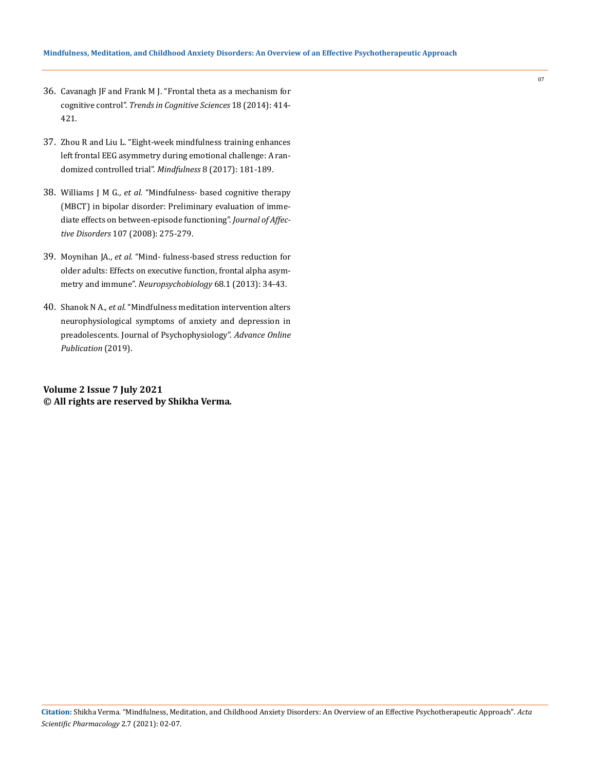36. Cavanagh JF and Frank M J. "Frontal theta as a mechanism for cognitive control". *Trends in Cognitive Sciences* 18 (2014): 414-421.

37. Zhou R and Liu L. "Eight-week mindfulness training enhances left frontal EEG asymmetry during emotional challenge: A randomized controlled trial". *Mindfulness* 8 (2017): 181-189.

38. Williams J M G., *et al.* "Mindfulness- based cognitive therapy (MBCT) in bipolar disorder: Preliminary evaluation of immediate effects on between-episode functioning". *Journal of Affective Disorders* 107 (2008): 275-279.

39. Moynihan JA., *et al.* "Mind- fulness-based stress reduction for older adults: Effects on executive function, frontal alpha asymmetry and immune". *Neuropsychobiology* 68.1 (2013): 34-43.

40. Shanok N A., *et al.* "Mindfulness meditation intervention alters neurophysiological symptoms of anxiety and depression in preadolescents. Journal of Psychophysiology". *Advance Online Publication* (2019).

**Volume 2 Issue 7 July 2021**
**© All rights are reserved by Shikha Verma.**